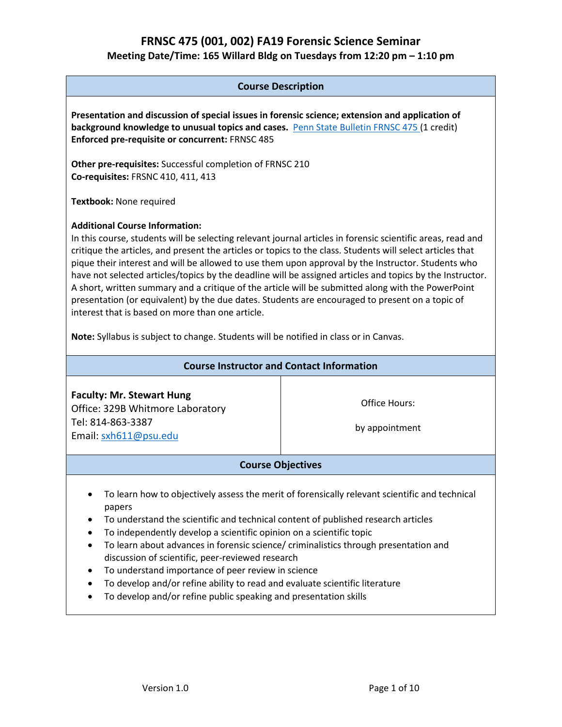# FRNSC 475 (001, 002) FA19 Forensic Science Seminar

## Meeting Date/Time: 165 Willard Bldg on Tuesdays from 12:20 pm – 1:10 pm

### Course Description

**Presentation and discussion of special issues in forensic science; extension and application of background knowledge to unusual topics and cases.** Penn State Bulletin FRNSC 475 (1 credit)
**Enforced pre-requisite or concurrent:** FRNSC 485

**Other pre-requisites:** Successful completion of FRNSC 210
**Co-requisites:** FRSNC 410, 411, 413

**Textbook:** None required

**Additional Course Information:**
In this course, students will be selecting relevant journal articles in forensic scientific areas, read and critique the articles, and present the articles or topics to the class. Students will select articles that pique their interest and will be allowed to use them upon approval by the Instructor. Students who have not selected articles/topics by the deadline will be assigned articles and topics by the Instructor. A short, written summary and a critique of the article will be submitted along with the PowerPoint presentation (or equivalent) by the due dates. Students are encouraged to present on a topic of interest that is based on more than one article.

**Note:** Syllabus is subject to change. Students will be notified in class or in Canvas.

### Course Instructor and Contact Information

| | |
|---|---|
| **Faculty: Mr. Stewart Hung**<br>Office: 329B Whitmore Laboratory<br>Tel: 814-863-3387<br>Email: sxh611@psu.edu | Office Hours:<br><br>by appointment |

### Course Objectives

- To learn how to objectively assess the merit of forensically relevant scientific and technical papers
- To understand the scientific and technical content of published research articles
- To independently develop a scientific opinion on a scientific topic
- To learn about advances in forensic science/ criminalistics through presentation and discussion of scientific, peer-reviewed research
- To understand importance of peer review in science
- To develop and/or refine ability to read and evaluate scientific literature
- To develop and/or refine public speaking and presentation skills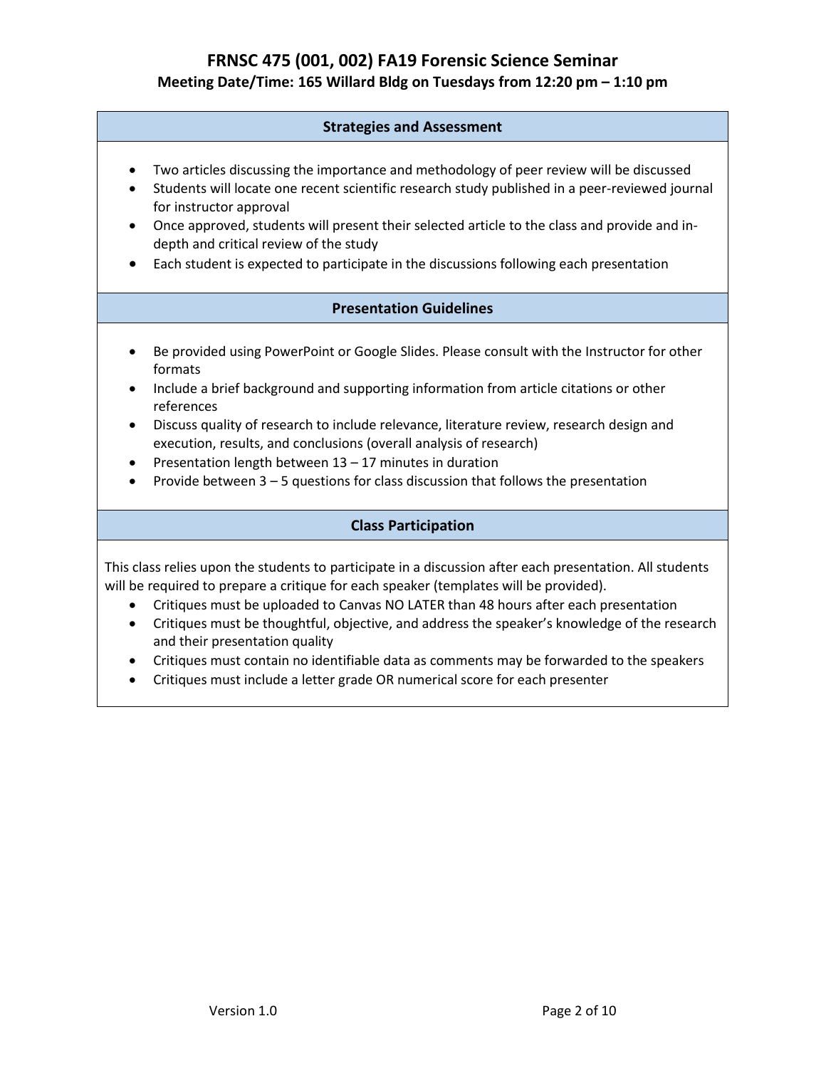## Strategies and Assessment

- Two articles discussing the importance and methodology of peer review will be discussed
- Students will locate one recent scientific research study published in a peer-reviewed journal for instructor approval
- Once approved, students will present their selected article to the class and provide and in-depth and critical review of the study
- Each student is expected to participate in the discussions following each presentation

## Presentation Guidelines

- Be provided using PowerPoint or Google Slides. Please consult with the Instructor for other formats
- Include a brief background and supporting information from article citations or other references
- Discuss quality of research to include relevance, literature review, research design and execution, results, and conclusions (overall analysis of research)
- Presentation length between 13 – 17 minutes in duration
- Provide between 3 – 5 questions for class discussion that follows the presentation

## Class Participation

This class relies upon the students to participate in a discussion after each presentation. All students will be required to prepare a critique for each speaker (templates will be provided).

- Critiques must be uploaded to Canvas NO LATER than 48 hours after each presentation
- Critiques must be thoughtful, objective, and address the speaker's knowledge of the research and their presentation quality
- Critiques must contain no identifiable data as comments may be forwarded to the speakers
- Critiques must include a letter grade OR numerical score for each presenter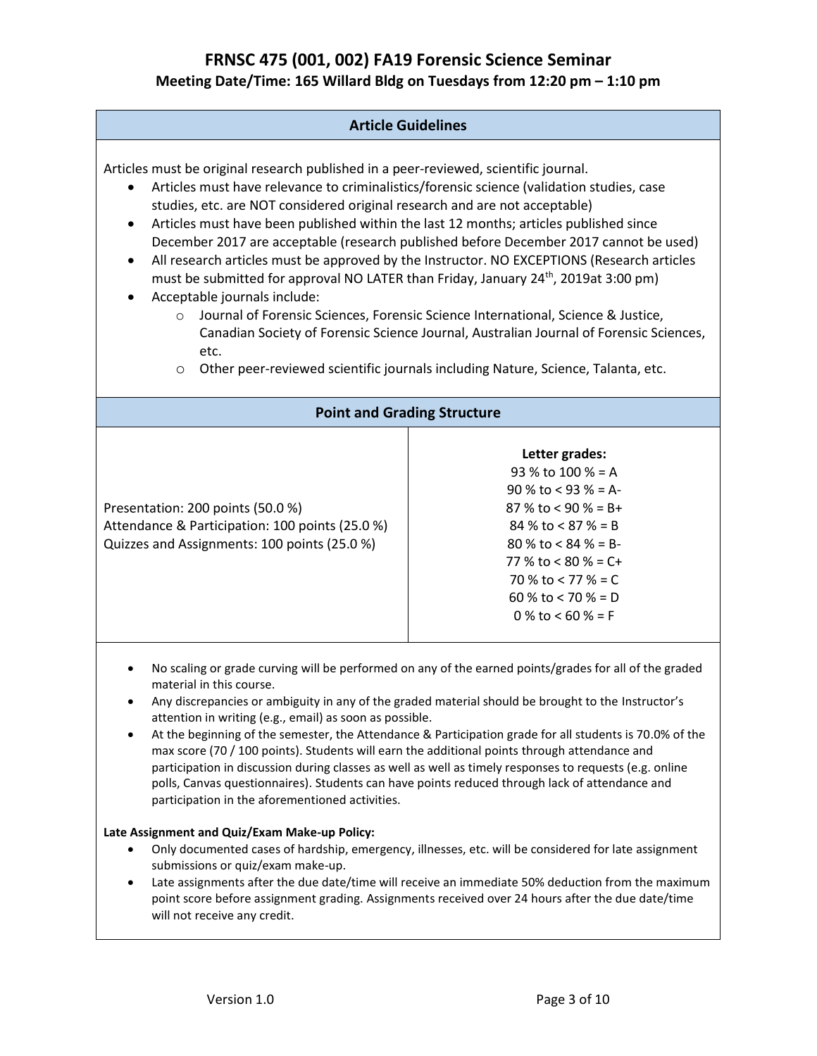## Article Guidelines

Articles must be original research published in a peer-reviewed, scientific journal.

- Articles must have relevance to criminalistics/forensic science (validation studies, case studies, etc. are NOT considered original research and are not acceptable)
- Articles must have been published within the last 12 months; articles published since December 2017 are acceptable (research published before December 2017 cannot be used)
- All research articles must be approved by the Instructor. NO EXCEPTIONS (Research articles must be submitted for approval NO LATER than Friday, January 24th, 2019at 3:00 pm)
- Acceptable journals include:
  - Journal of Forensic Sciences, Forensic Science International, Science & Justice, Canadian Society of Forensic Science Journal, Australian Journal of Forensic Sciences, etc.
  - Other peer-reviewed scientific journals including Nature, Science, Talanta, etc.

## Point and Grading Structure

| | Letter grades: |
|---|---|
| Presentation: 200 points (50.0 %)<br>Attendance & Participation: 100 points (25.0 %)<br>Quizzes and Assignments: 100 points (25.0 %) | 93 % to 100 % = A<br>90 % to < 93 % = A-<br>87 % to < 90 % = B+<br>84 % to < 87 % = B<br>80 % to < 84 % = B-<br>77 % to < 80 % = C+<br>70 % to < 77 % = C<br>60 % to < 70 % = D<br>0 % to < 60 % = F |

- No scaling or grade curving will be performed on any of the earned points/grades for all of the graded material in this course.
- Any discrepancies or ambiguity in any of the graded material should be brought to the Instructor's attention in writing (e.g., email) as soon as possible.
- At the beginning of the semester, the Attendance & Participation grade for all students is 70.0% of the max score (70 / 100 points). Students will earn the additional points through attendance and participation in discussion during classes as well as well as timely responses to requests (e.g. online polls, Canvas questionnaires). Students can have points reduced through lack of attendance and participation in the aforementioned activities.

**Late Assignment and Quiz/Exam Make-up Policy:**

- Only documented cases of hardship, emergency, illnesses, etc. will be considered for late assignment submissions or quiz/exam make-up.
- Late assignments after the due date/time will receive an immediate 50% deduction from the maximum point score before assignment grading. Assignments received over 24 hours after the due date/time will not receive any credit.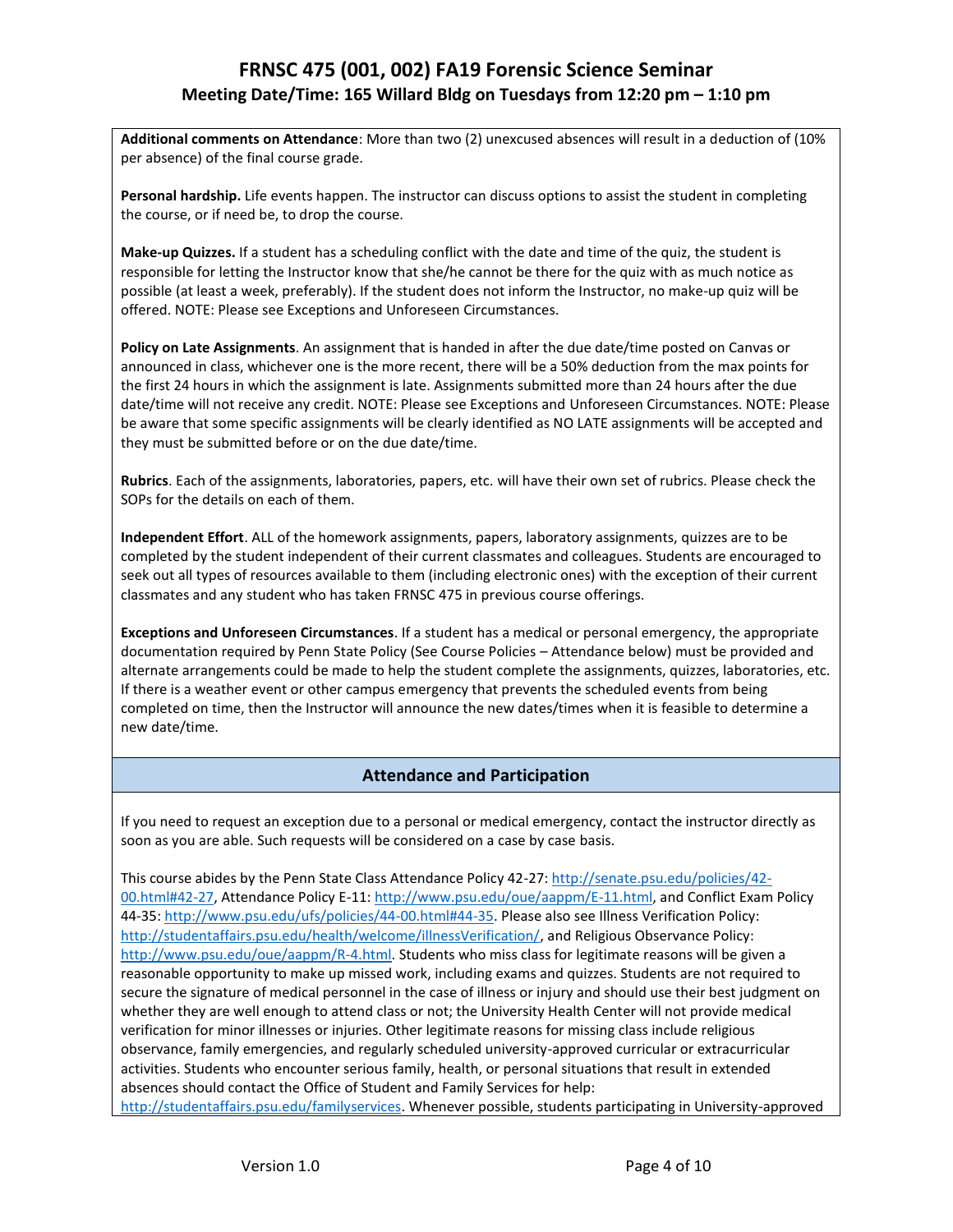**Additional comments on Attendance**: More than two (2) unexcused absences will result in a deduction of (10% per absence) of the final course grade.

**Personal hardship.** Life events happen. The instructor can discuss options to assist the student in completing the course, or if need be, to drop the course.

**Make-up Quizzes.** If a student has a scheduling conflict with the date and time of the quiz, the student is responsible for letting the Instructor know that she/he cannot be there for the quiz with as much notice as possible (at least a week, preferably). If the student does not inform the Instructor, no make-up quiz will be offered. NOTE: Please see Exceptions and Unforeseen Circumstances.

**Policy on Late Assignments**. An assignment that is handed in after the due date/time posted on Canvas or announced in class, whichever one is the more recent, there will be a 50% deduction from the max points for the first 24 hours in which the assignment is late. Assignments submitted more than 24 hours after the due date/time will not receive any credit. NOTE: Please see Exceptions and Unforeseen Circumstances. NOTE: Please be aware that some specific assignments will be clearly identified as NO LATE assignments will be accepted and they must be submitted before or on the due date/time.

**Rubrics**. Each of the assignments, laboratories, papers, etc. will have their own set of rubrics. Please check the SOPs for the details on each of them.

**Independent Effort**. ALL of the homework assignments, papers, laboratory assignments, quizzes are to be completed by the student independent of their current classmates and colleagues. Students are encouraged to seek out all types of resources available to them (including electronic ones) with the exception of their current classmates and any student who has taken FRNSC 475 in previous course offerings.

**Exceptions and Unforeseen Circumstances**. If a student has a medical or personal emergency, the appropriate documentation required by Penn State Policy (See Course Policies – Attendance below) must be provided and alternate arrangements could be made to help the student complete the assignments, quizzes, laboratories, etc. If there is a weather event or other campus emergency that prevents the scheduled events from being completed on time, then the Instructor will announce the new dates/times when it is feasible to determine a new date/time.

## Attendance and Participation

If you need to request an exception due to a personal or medical emergency, contact the instructor directly as soon as you are able. Such requests will be considered on a case by case basis.

This course abides by the Penn State Class Attendance Policy 42-27: http://senate.psu.edu/policies/42-00.html#42-27, Attendance Policy E-11: http://www.psu.edu/oue/aappm/E-11.html, and Conflict Exam Policy 44-35: http://www.psu.edu/ufs/policies/44-00.html#44-35. Please also see Illness Verification Policy: http://studentaffairs.psu.edu/health/welcome/illnessVerification/, and Religious Observance Policy: http://www.psu.edu/oue/aappm/R-4.html. Students who miss class for legitimate reasons will be given a reasonable opportunity to make up missed work, including exams and quizzes. Students are not required to secure the signature of medical personnel in the case of illness or injury and should use their best judgment on whether they are well enough to attend class or not; the University Health Center will not provide medical verification for minor illnesses or injuries. Other legitimate reasons for missing class include religious observance, family emergencies, and regularly scheduled university-approved curricular or extracurricular activities. Students who encounter serious family, health, or personal situations that result in extended absences should contact the Office of Student and Family Services for help: http://studentaffairs.psu.edu/familyservices. Whenever possible, students participating in University-approved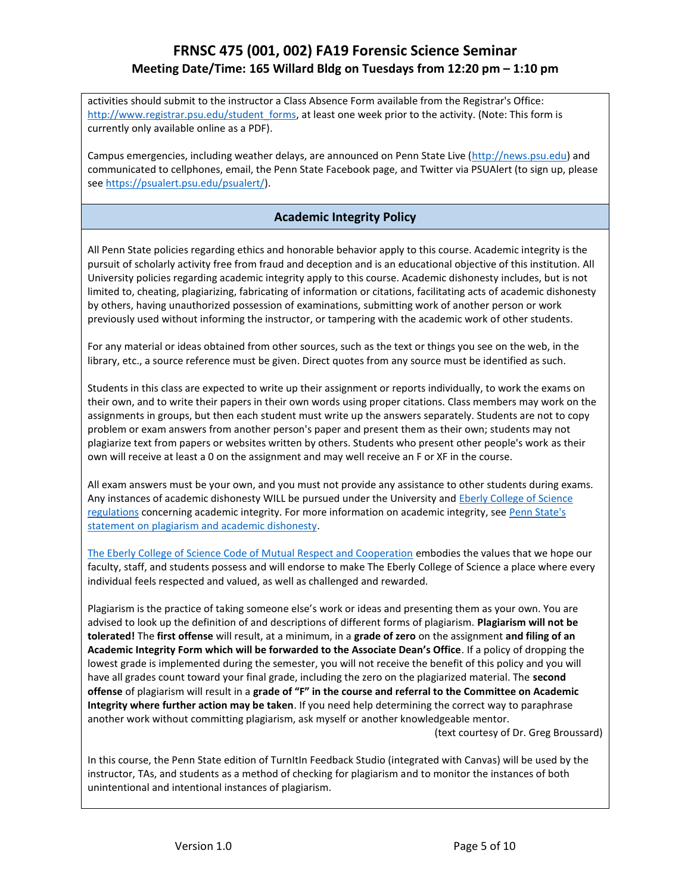activities should submit to the instructor a Class Absence Form available from the Registrar's Office: [http://www.registrar.psu.edu/student_forms](http://www.registrar.psu.edu/student_forms), at least one week prior to the activity. (Note: This form is currently only available online as a PDF).

Campus emergencies, including weather delays, are announced on Penn State Live ([http://news.psu.edu](http://news.psu.edu)) and communicated to cellphones, email, the Penn State Facebook page, and Twitter via PSUAlert (to sign up, please see [https://psualert.psu.edu/psualert/](https://psualert.psu.edu/psualert/)).

## Academic Integrity Policy

All Penn State policies regarding ethics and honorable behavior apply to this course. Academic integrity is the pursuit of scholarly activity free from fraud and deception and is an educational objective of this institution. All University policies regarding academic integrity apply to this course. Academic dishonesty includes, but is not limited to, cheating, plagiarizing, fabricating of information or citations, facilitating acts of academic dishonesty by others, having unauthorized possession of examinations, submitting work of another person or work previously used without informing the instructor, or tampering with the academic work of other students.

For any material or ideas obtained from other sources, such as the text or things you see on the web, in the library, etc., a source reference must be given. Direct quotes from any source must be identified as such.

Students in this class are expected to write up their assignment or reports individually, to work the exams on their own, and to write their papers in their own words using proper citations. Class members may work on the assignments in groups, but then each student must write up the answers separately. Students are not to copy problem or exam answers from another person's paper and present them as their own; students may not plagiarize text from papers or websites written by others. Students who present other people's work as their own will receive at least a 0 on the assignment and may well receive an F or XF in the course.

All exam answers must be your own, and you must not provide any assistance to other students during exams. Any instances of academic dishonesty WILL be pursued under the University and Eberly College of Science regulations concerning academic integrity. For more information on academic integrity, see Penn State's statement on plagiarism and academic dishonesty.

The Eberly College of Science Code of Mutual Respect and Cooperation embodies the values that we hope our faculty, staff, and students possess and will endorse to make The Eberly College of Science a place where every individual feels respected and valued, as well as challenged and rewarded.

Plagiarism is the practice of taking someone else's work or ideas and presenting them as your own. You are advised to look up the definition of and descriptions of different forms of plagiarism. **Plagiarism will not be tolerated!** The **first offense** will result, at a minimum, in a **grade of zero** on the assignment **and filing of an Academic Integrity Form which will be forwarded to the Associate Dean's Office**. If a policy of dropping the lowest grade is implemented during the semester, you will not receive the benefit of this policy and you will have all grades count toward your final grade, including the zero on the plagiarized material. The **second offense** of plagiarism will result in a **grade of "F" in the course and referral to the Committee on Academic Integrity where further action may be taken**. If you need help determining the correct way to paraphrase another work without committing plagiarism, ask myself or another knowledgeable mentor.

(text courtesy of Dr. Greg Broussard)

In this course, the Penn State edition of TurnItIn Feedback Studio (integrated with Canvas) will be used by the instructor, TAs, and students as a method of checking for plagiarism and to monitor the instances of both unintentional and intentional instances of plagiarism.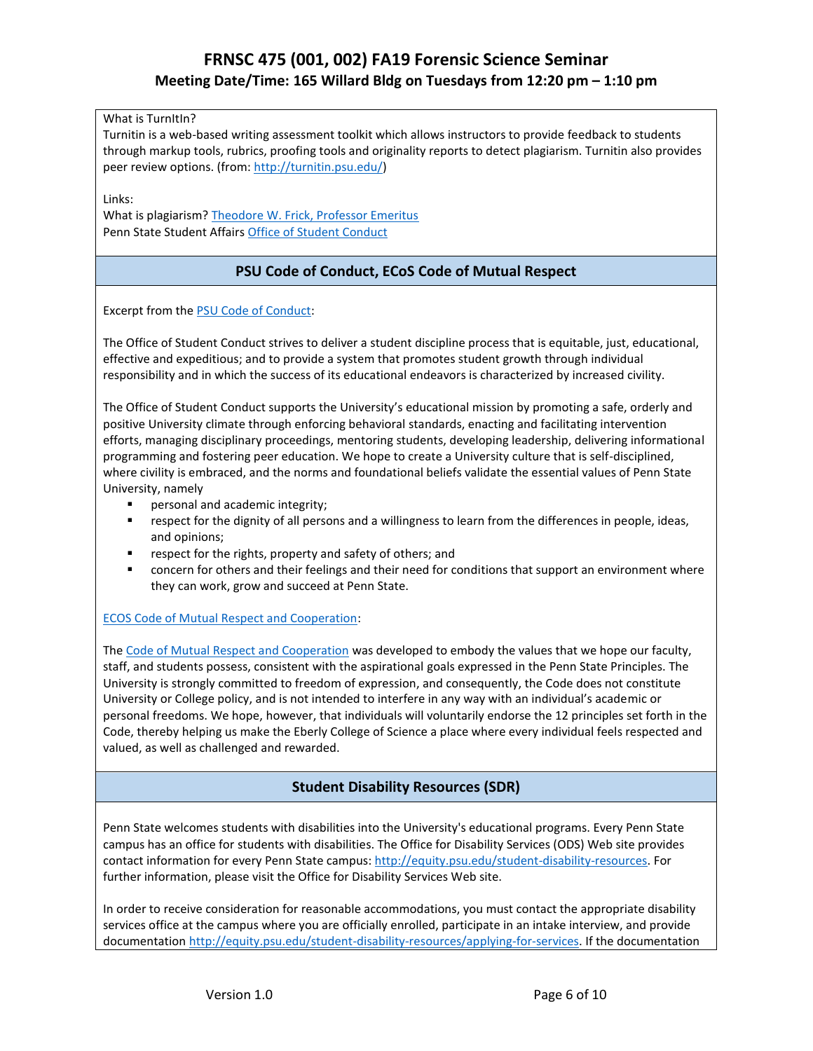What is TurnItIn?
Turnitin is a web-based writing assessment toolkit which allows instructors to provide feedback to students through markup tools, rubrics, proofing tools and originality reports to detect plagiarism. Turnitin also provides peer review options. (from: [http://turnitin.psu.edu/](http://turnitin.psu.edu/))

Links:
What is plagiarism? Theodore W. Frick, Professor Emeritus
Penn State Student Affairs Office of Student Conduct

## PSU Code of Conduct, ECoS Code of Mutual Respect

Excerpt from the PSU Code of Conduct:

The Office of Student Conduct strives to deliver a student discipline process that is equitable, just, educational, effective and expeditious; and to provide a system that promotes student growth through individual responsibility and in which the success of its educational endeavors is characterized by increased civility.

The Office of Student Conduct supports the University's educational mission by promoting a safe, orderly and positive University climate through enforcing behavioral standards, enacting and facilitating intervention efforts, managing disciplinary proceedings, mentoring students, developing leadership, delivering informational programming and fostering peer education. We hope to create a University culture that is self-disciplined, where civility is embraced, and the norms and foundational beliefs validate the essential values of Penn State University, namely

- personal and academic integrity;
- respect for the dignity of all persons and a willingness to learn from the differences in people, ideas, and opinions;
- respect for the rights, property and safety of others; and
- concern for others and their feelings and their need for conditions that support an environment where they can work, grow and succeed at Penn State.

ECOS Code of Mutual Respect and Cooperation:

The Code of Mutual Respect and Cooperation was developed to embody the values that we hope our faculty, staff, and students possess, consistent with the aspirational goals expressed in the Penn State Principles. The University is strongly committed to freedom of expression, and consequently, the Code does not constitute University or College policy, and is not intended to interfere in any way with an individual's academic or personal freedoms. We hope, however, that individuals will voluntarily endorse the 12 principles set forth in the Code, thereby helping us make the Eberly College of Science a place where every individual feels respected and valued, as well as challenged and rewarded.

## Student Disability Resources (SDR)

Penn State welcomes students with disabilities into the University's educational programs. Every Penn State campus has an office for students with disabilities. The Office for Disability Services (ODS) Web site provides contact information for every Penn State campus: [http://equity.psu.edu/student-disability-resources](http://equity.psu.edu/student-disability-resources). For further information, please visit the Office for Disability Services Web site.

In order to receive consideration for reasonable accommodations, you must contact the appropriate disability services office at the campus where you are officially enrolled, participate in an intake interview, and provide documentation [http://equity.psu.edu/student-disability-resources/applying-for-services](http://equity.psu.edu/student-disability-resources/applying-for-services). If the documentation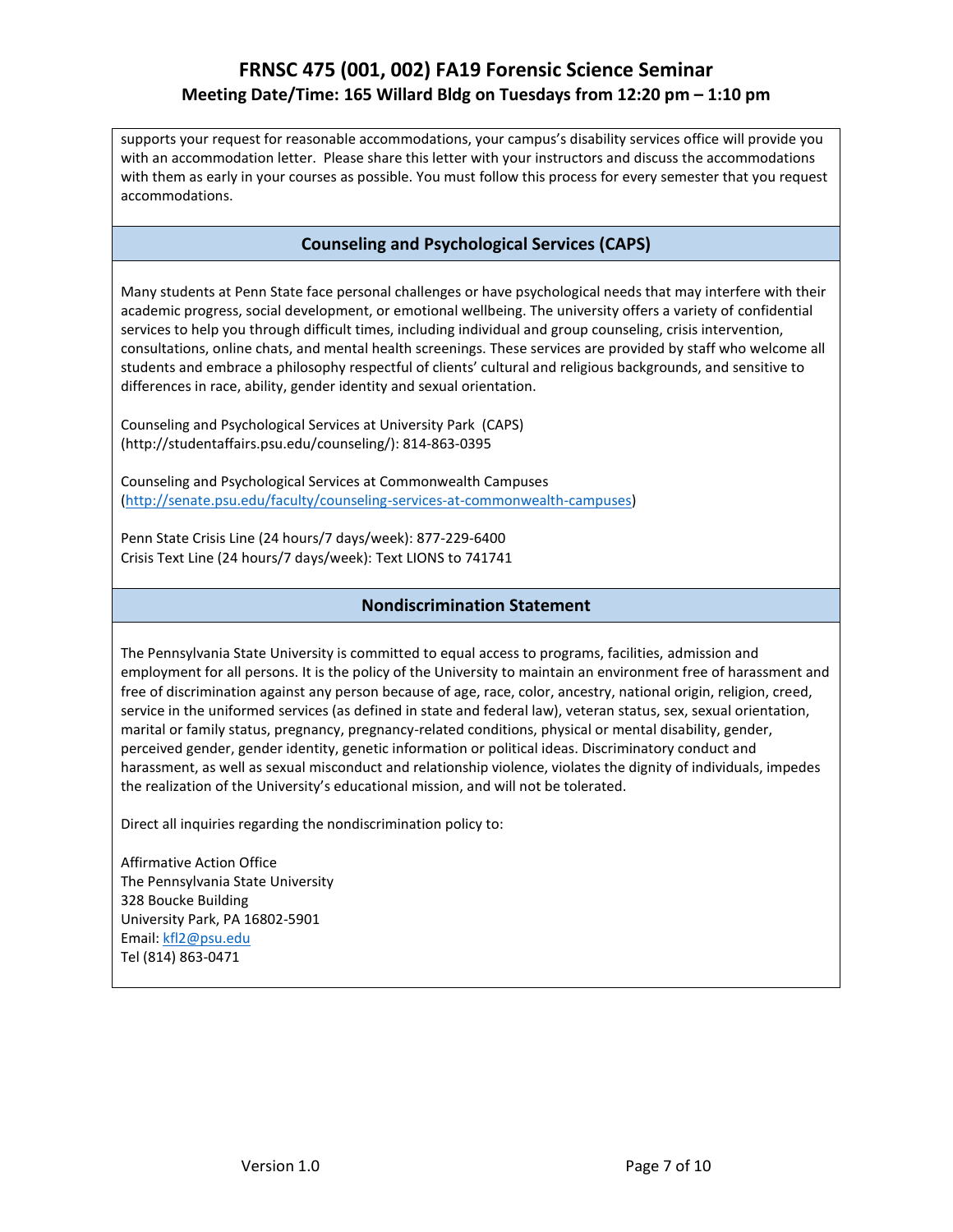supports your request for reasonable accommodations, your campus's disability services office will provide you with an accommodation letter. Please share this letter with your instructors and discuss the accommodations with them as early in your courses as possible. You must follow this process for every semester that you request accommodations.

## Counseling and Psychological Services (CAPS)

Many students at Penn State face personal challenges or have psychological needs that may interfere with their academic progress, social development, or emotional wellbeing. The university offers a variety of confidential services to help you through difficult times, including individual and group counseling, crisis intervention, consultations, online chats, and mental health screenings. These services are provided by staff who welcome all students and embrace a philosophy respectful of clients' cultural and religious backgrounds, and sensitive to differences in race, ability, gender identity and sexual orientation.

Counseling and Psychological Services at University Park (CAPS) (http://studentaffairs.psu.edu/counseling/): 814-863-0395

Counseling and Psychological Services at Commonwealth Campuses (http://senate.psu.edu/faculty/counseling-services-at-commonwealth-campuses)

Penn State Crisis Line (24 hours/7 days/week): 877-229-6400
Crisis Text Line (24 hours/7 days/week): Text LIONS to 741741

## Nondiscrimination Statement

The Pennsylvania State University is committed to equal access to programs, facilities, admission and employment for all persons. It is the policy of the University to maintain an environment free of harassment and free of discrimination against any person because of age, race, color, ancestry, national origin, religion, creed, service in the uniformed services (as defined in state and federal law), veteran status, sex, sexual orientation, marital or family status, pregnancy, pregnancy-related conditions, physical or mental disability, gender, perceived gender, gender identity, genetic information or political ideas. Discriminatory conduct and harassment, as well as sexual misconduct and relationship violence, violates the dignity of individuals, impedes the realization of the University's educational mission, and will not be tolerated.

Direct all inquiries regarding the nondiscrimination policy to:

Affirmative Action Office
The Pennsylvania State University
328 Boucke Building
University Park, PA 16802-5901
Email: kfl2@psu.edu
Tel (814) 863-0471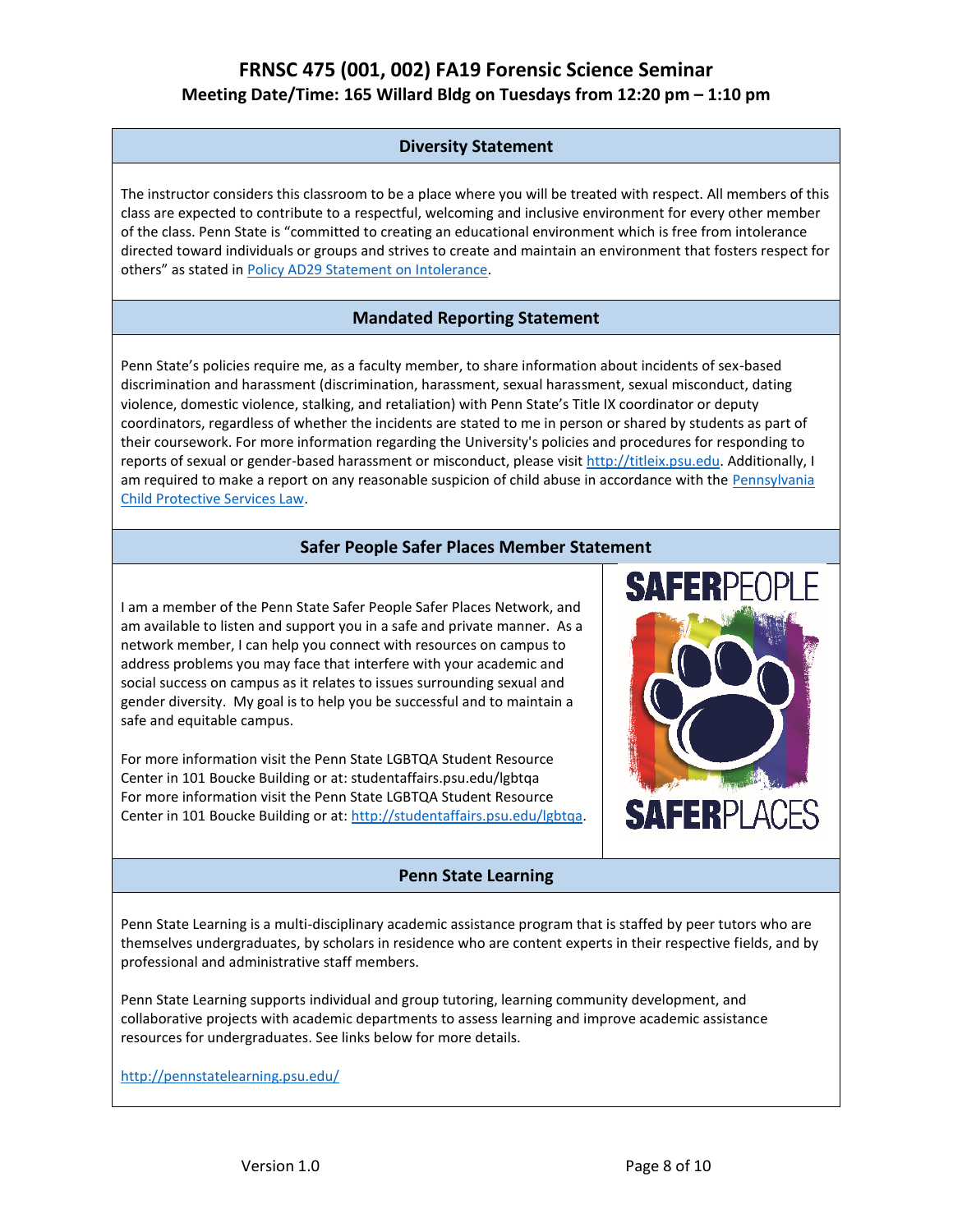## Diversity Statement

The instructor considers this classroom to be a place where you will be treated with respect. All members of this class are expected to contribute to a respectful, welcoming and inclusive environment for every other member of the class. Penn State is "committed to creating an educational environment which is free from intolerance directed toward individuals or groups and strives to create and maintain an environment that fosters respect for others" as stated in Policy AD29 Statement on Intolerance.

## Mandated Reporting Statement

Penn State's policies require me, as a faculty member, to share information about incidents of sex-based discrimination and harassment (discrimination, harassment, sexual harassment, sexual misconduct, dating violence, domestic violence, stalking, and retaliation) with Penn State's Title IX coordinator or deputy coordinators, regardless of whether the incidents are stated to me in person or shared by students as part of their coursework. For more information regarding the University's policies and procedures for responding to reports of sexual or gender-based harassment or misconduct, please visit http://titleix.psu.edu. Additionally, I am required to make a report on any reasonable suspicion of child abuse in accordance with the Pennsylvania Child Protective Services Law.

## Safer People Safer Places Member Statement

I am a member of the Penn State Safer People Safer Places Network, and am available to listen and support you in a safe and private manner. As a network member, I can help you connect with resources on campus to address problems you may face that interfere with your academic and social success on campus as it relates to issues surrounding sexual and gender diversity. My goal is to help you be successful and to maintain a safe and equitable campus.

For more information visit the Penn State LGBTQA Student Resource Center in 101 Boucke Building or at: studentaffairs.psu.edu/lgbtqa
For more information visit the Penn State LGBTQA Student Resource Center in 101 Boucke Building or at: http://studentaffairs.psu.edu/lgbtqa.

SAFERPEOPLE SAFERPLACES

## Penn State Learning

Penn State Learning is a multi-disciplinary academic assistance program that is staffed by peer tutors who are themselves undergraduates, by scholars in residence who are content experts in their respective fields, and by professional and administrative staff members.

Penn State Learning supports individual and group tutoring, learning community development, and collaborative projects with academic departments to assess learning and improve academic assistance resources for undergraduates. See links below for more details.

http://pennstatelearning.psu.edu/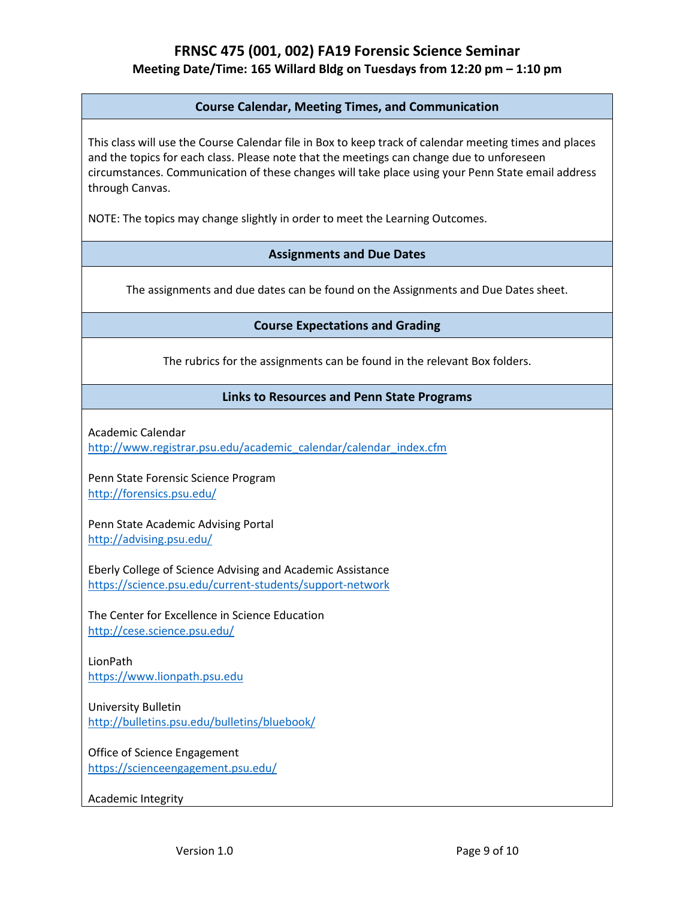# FRNSC 475 (001, 002) FA19 Forensic Science Seminar

**Meeting Date/Time: 165 Willard Bldg on Tuesdays from 12:20 pm – 1:10 pm**

## Course Calendar, Meeting Times, and Communication

This class will use the Course Calendar file in Box to keep track of calendar meeting times and places and the topics for each class. Please note that the meetings can change due to unforeseen circumstances. Communication of these changes will take place using your Penn State email address through Canvas.

NOTE: The topics may change slightly in order to meet the Learning Outcomes.

## Assignments and Due Dates

The assignments and due dates can be found on the Assignments and Due Dates sheet.

## Course Expectations and Grading

The rubrics for the assignments can be found in the relevant Box folders.

## Links to Resources and Penn State Programs

Academic Calendar
http://www.registrar.psu.edu/academic_calendar/calendar_index.cfm

Penn State Forensic Science Program
http://forensics.psu.edu/

Penn State Academic Advising Portal
http://advising.psu.edu/

Eberly College of Science Advising and Academic Assistance
https://science.psu.edu/current-students/support-network

The Center for Excellence in Science Education
http://cese.science.psu.edu/

LionPath
https://www.lionpath.psu.edu

University Bulletin
http://bulletins.psu.edu/bulletins/bluebook/

Office of Science Engagement
https://scienceengagement.psu.edu/

Academic Integrity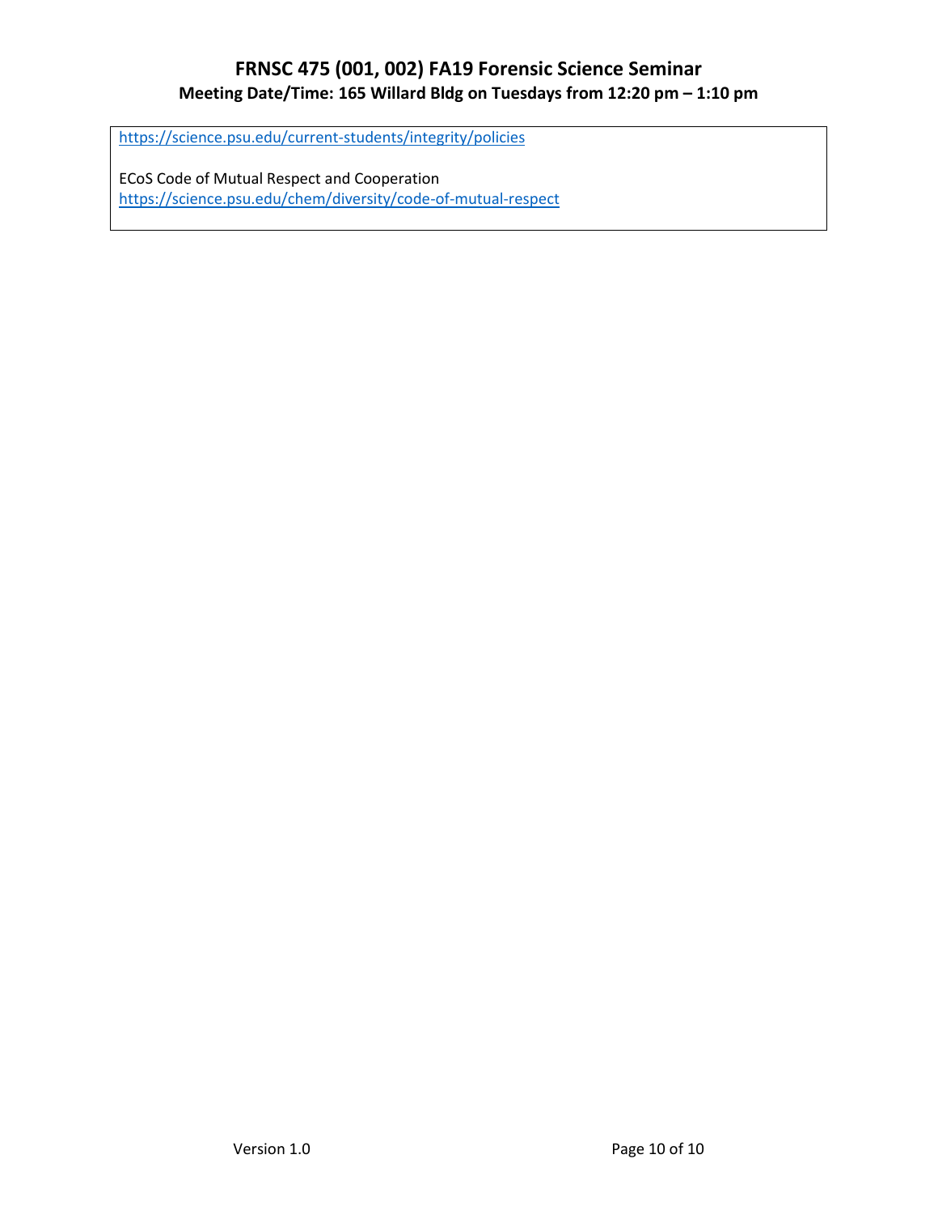https://science.psu.edu/current-students/integrity/policies

ECoS Code of Mutual Respect and Cooperation
https://science.psu.edu/chem/diversity/code-of-mutual-respect